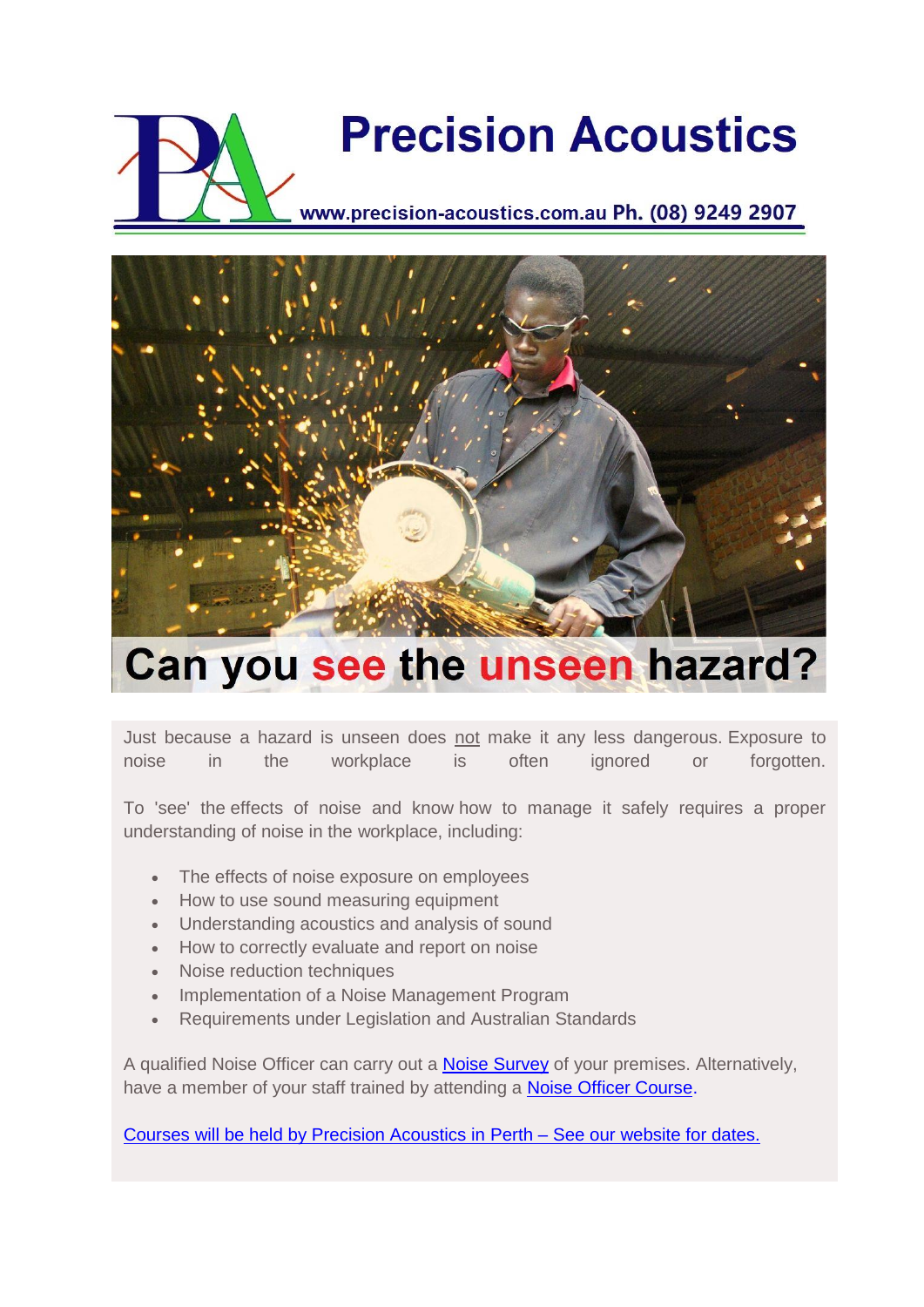# Precision Acoustics

www.precision-acoustics.com.au Ph. (08) 9249 2907

# Can you see the unseen hazard?

Just because a hazard is unseen does not make it any less dangerous. Exposure to noise in the workplace is often ignored or forgotten.

To 'see' the effects of noise and know how to manage it safely requires a proper understanding of noise in the workplace, including:

- The effects of noise exposure on employees
- How to use sound measuring equipment
- Understanding acoustics and analysis of sound
- How to correctly evaluate and report on noise
- Noise reduction techniques
- Implementation of a Noise Management Program
- Requirements under Legislation and Australian Standards

A qualified Noise Officer can carry out a Noise Survey of your premises. Alternatively, have a member of your staff trained by attending a Noise Officer Course.

Courses will be held by Precision Acoustics in Perth – See our website for dates.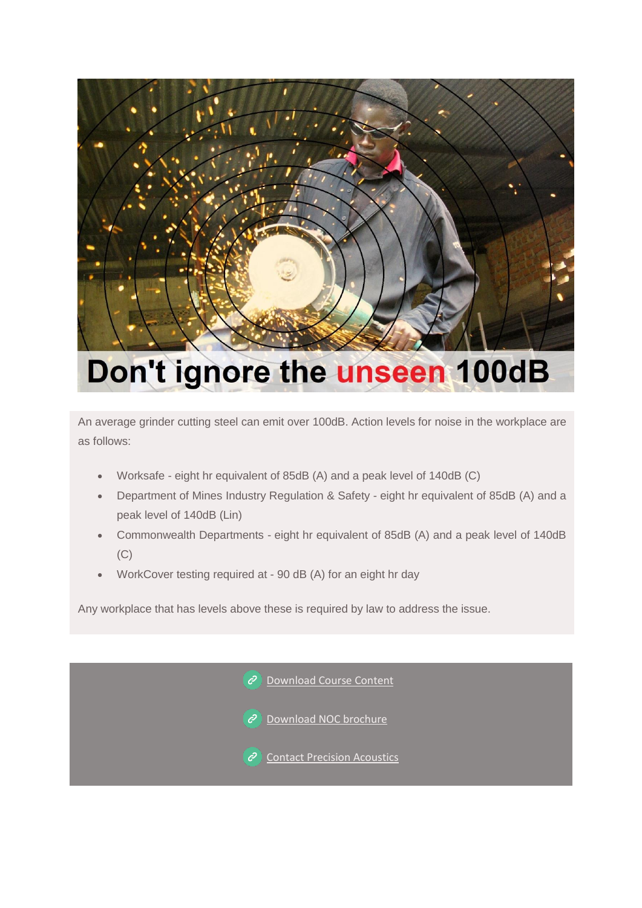# Don't ignore the unseen 100dB

An average grinder cutting steel can emit over 100dB. Action levels for noise in the workplace are as follows:

- Worksafe - eight hr equivalent of 85dB (A) and a peak level of 140dB (C)
- Department of Mines Industry Regulation & Safety - eight hr equivalent of 85dB (A) and a peak level of 140dB (Lin)
- Commonwealth Departments - eight hr equivalent of 85dB (A) and a peak level of 140dB (C)
- WorkCover testing required at - 90 dB (A) for an eight hr day

Any workplace that has levels above these is required by law to address the issue.

Download Course Content

Download NOC brochure

Contact Precision Acoustics